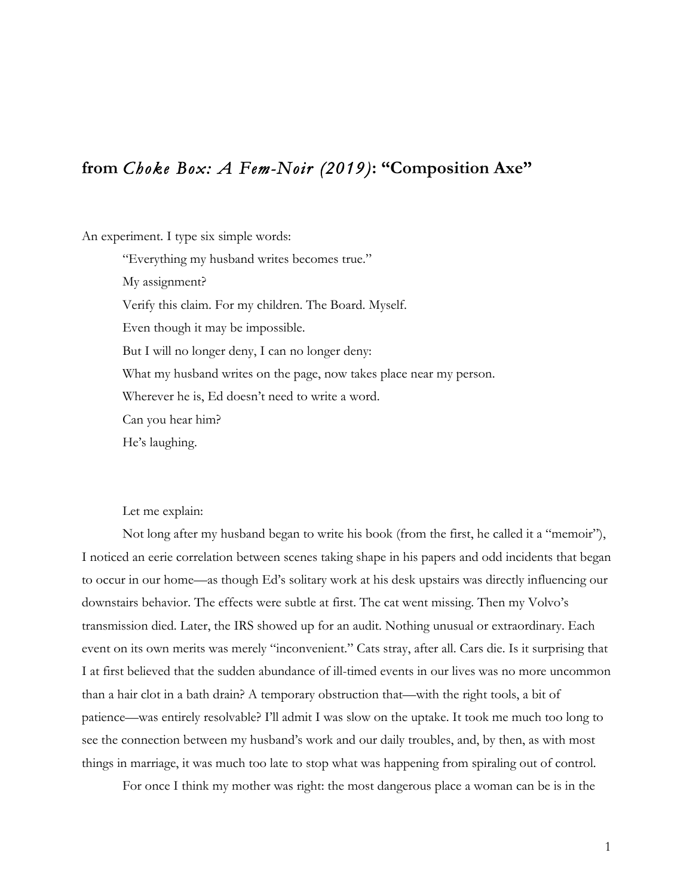## from *Choke Box: A Fem-Noir (2019)*: "Composition Axe"

An experiment. I type six simple words:

"Everything my husband writes becomes true."

My assignment?

Verify this claim. For my children. The Board. Myself.

Even though it may be impossible.

But I will no longer deny, I can no longer deny:

What my husband writes on the page, now takes place near my person.

Wherever he is, Ed doesn't need to write a word.

Can you hear him?

He's laughing.

Let me explain:

Not long after my husband began to write his book (from the first, he called it a "memoir"), I noticed an eerie correlation between scenes taking shape in his papers and odd incidents that began to occur in our home—as though Ed's solitary work at his desk upstairs was directly influencing our downstairs behavior. The effects were subtle at first. The cat went missing. Then my Volvo's transmission died. Later, the IRS showed up for an audit. Nothing unusual or extraordinary. Each event on its own merits was merely "inconvenient." Cats stray, after all. Cars die. Is it surprising that I at first believed that the sudden abundance of ill-timed events in our lives was no more uncommon than a hair clot in a bath drain? A temporary obstruction that—with the right tools, a bit of patience—was entirely resolvable? I'll admit I was slow on the uptake. It took me much too long to see the connection between my husband's work and our daily troubles, and, by then, as with most things in marriage, it was much too late to stop what was happening from spiraling out of control.

For once I think my mother was right: the most dangerous place a woman can be is in the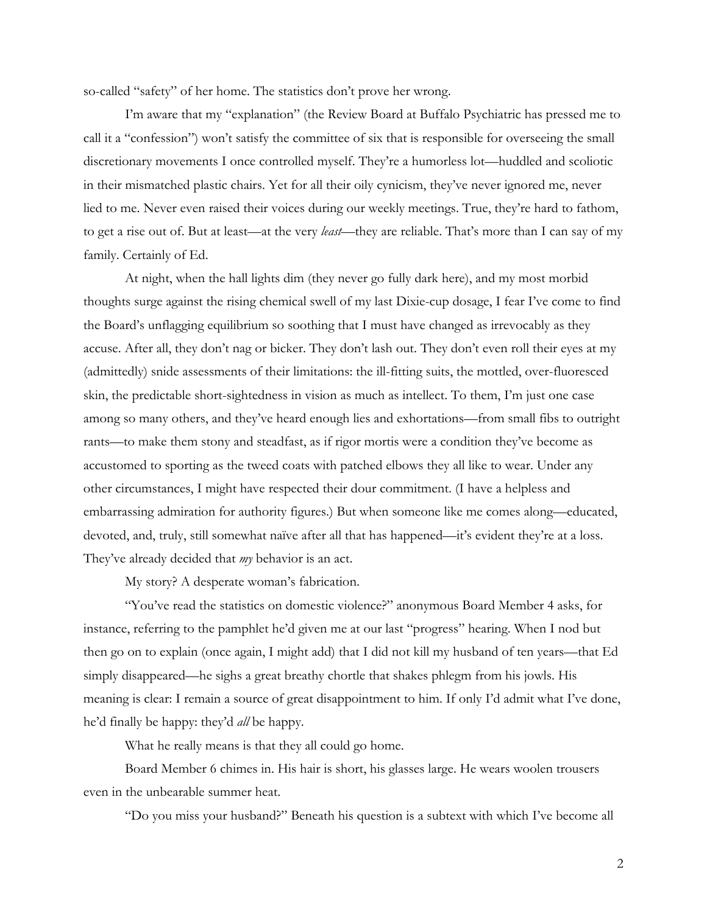so-called "safety" of her home. The statistics don't prove her wrong.

I'm aware that my "explanation" (the Review Board at Buffalo Psychiatric has pressed me to call it a "confession") won't satisfy the committee of six that is responsible for overseeing the small discretionary movements I once controlled myself. They're a humorless lot—huddled and scoliotic in their mismatched plastic chairs. Yet for all their oily cynicism, they've never ignored me, never lied to me. Never even raised their voices during our weekly meetings. True, they're hard to fathom, to get a rise out of. But at least—at the very *least*—they are reliable. That's more than I can say of my family. Certainly of Ed.

At night, when the hall lights dim (they never go fully dark here), and my most morbid thoughts surge against the rising chemical swell of my last Dixie-cup dosage, I fear I've come to find the Board's unflagging equilibrium so soothing that I must have changed as irrevocably as they accuse. After all, they don't nag or bicker. They don't lash out. They don't even roll their eyes at my (admittedly) snide assessments of their limitations: the ill-fitting suits, the mottled, over-fluoresced skin, the predictable short-sightedness in vision as much as intellect. To them, I'm just one case among so many others, and they've heard enough lies and exhortations—from small fibs to outright rants—to make them stony and steadfast, as if rigor mortis were a condition they've become as accustomed to sporting as the tweed coats with patched elbows they all like to wear. Under any other circumstances, I might have respected their dour commitment. (I have a helpless and embarrassing admiration for authority figures.) But when someone like me comes along—educated, devoted, and, truly, still somewhat naïve after all that has happened—it's evident they're at a loss. They've already decided that *my* behavior is an act.

My story? A desperate woman's fabrication.

"You've read the statistics on domestic violence?" anonymous Board Member 4 asks, for instance, referring to the pamphlet he'd given me at our last "progress" hearing. When I nod but then go on to explain (once again, I might add) that I did not kill my husband of ten years—that Ed simply disappeared—he sighs a great breathy chortle that shakes phlegm from his jowls. His meaning is clear: I remain a source of great disappointment to him. If only I'd admit what I've done, he'd finally be happy: they'd *all* be happy.

What he really means is that they all could go home.

Board Member 6 chimes in. His hair is short, his glasses large. He wears woolen trousers even in the unbearable summer heat.

"Do you miss your husband?" Beneath his question is a subtext with which I've become all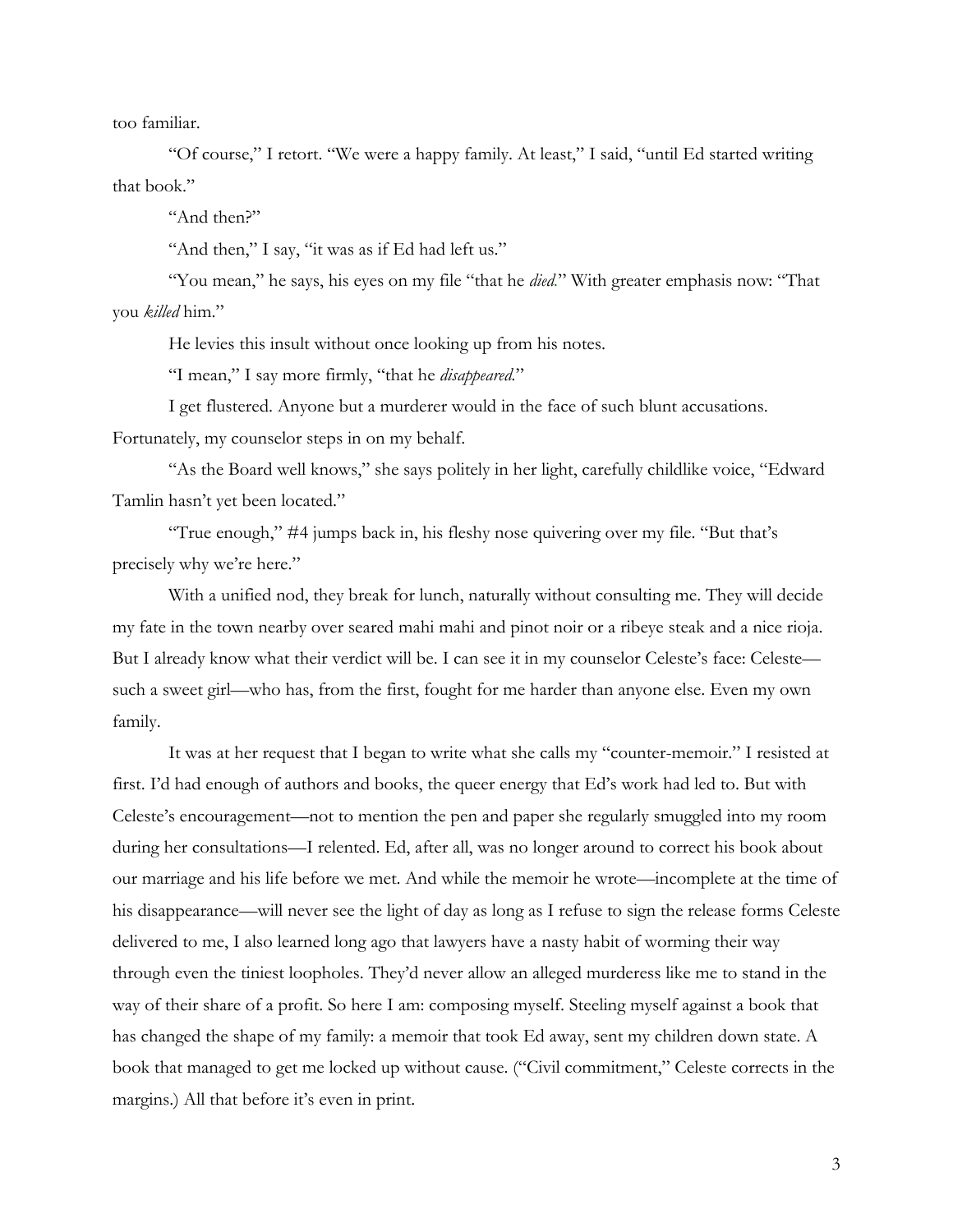too familiar.

"Of course," I retort. "We were a happy family. At least," I said, "until Ed started writing that book."

"And then?"

"And then," I say, "it was as if Ed had left us."

"You mean," he says, his eyes on my file "that he *died*." With greater emphasis now: "That you *killed* him."

He levies this insult without once looking up from his notes.

"I mean," I say more firmly, "that he *disappeared*."

I get flustered. Anyone but a murderer would in the face of such blunt accusations. Fortunately, my counselor steps in on my behalf.

"As the Board well knows," she says politely in her light, carefully childlike voice, "Edward Tamlin hasn't yet been located."

"True enough," #4 jumps back in, his fleshy nose quivering over my file. "But that's precisely why we're here."

With a unified nod, they break for lunch, naturally without consulting me. They will decide my fate in the town nearby over seared mahi mahi and pinot noir or a ribeye steak and a nice rioja. But I already know what their verdict will be. I can see it in my counselor Celeste's face: Celeste—such a sweet girl—who has, from the first, fought for me harder than anyone else. Even my own family.

It was at her request that I began to write what she calls my "counter-memoir." I resisted at first. I'd had enough of authors and books, the queer energy that Ed's work had led to. But with Celeste's encouragement—not to mention the pen and paper she regularly smuggled into my room during her consultations—I relented. Ed, after all, was no longer around to correct his book about our marriage and his life before we met. And while the memoir he wrote—incomplete at the time of his disappearance—will never see the light of day as long as I refuse to sign the release forms Celeste delivered to me, I also learned long ago that lawyers have a nasty habit of worming their way through even the tiniest loopholes. They'd never allow an alleged murderess like me to stand in the way of their share of a profit. So here I am: composing myself. Steeling myself against a book that has changed the shape of my family: a memoir that took Ed away, sent my children down state. A book that managed to get me locked up without cause. ("Civil commitment," Celeste corrects in the margins.) All that before it's even in print.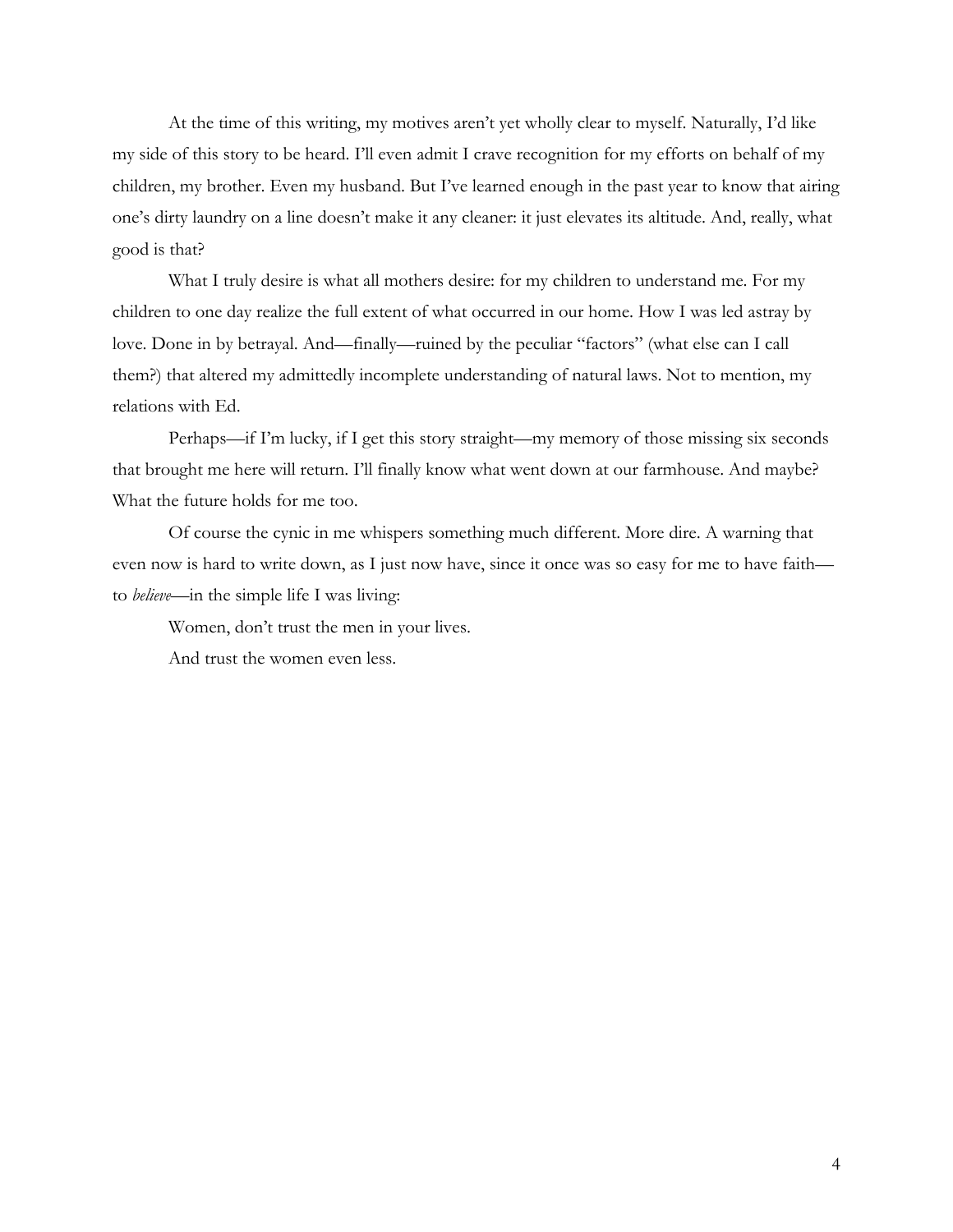At the time of this writing, my motives aren't yet wholly clear to myself. Naturally, I'd like my side of this story to be heard. I'll even admit I crave recognition for my efforts on behalf of my children, my brother. Even my husband. But I've learned enough in the past year to know that airing one's dirty laundry on a line doesn't make it any cleaner: it just elevates its altitude. And, really, what good is that?

What I truly desire is what all mothers desire: for my children to understand me. For my children to one day realize the full extent of what occurred in our home. How I was led astray by love. Done in by betrayal. And—finally—ruined by the peculiar "factors" (what else can I call them?) that altered my admittedly incomplete understanding of natural laws. Not to mention, my relations with Ed.

Perhaps—if I'm lucky, if I get this story straight—my memory of those missing six seconds that brought me here will return. I'll finally know what went down at our farmhouse. And maybe? What the future holds for me too.

Of course the cynic in me whispers something much different. More dire. A warning that even now is hard to write down, as I just now have, since it once was so easy for me to have faith—to *believe*—in the simple life I was living:

Women, don't trust the men in your lives.

And trust the women even less.